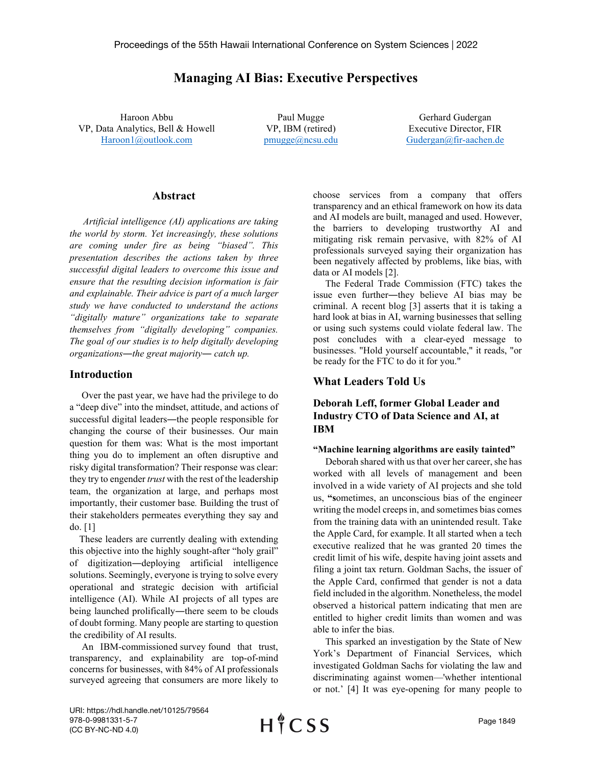# Managing AI Bias: Executive Perspectives

Haroon Abbu
VP, Data Analytics, Bell & Howell
Haroon1@outlook.com

Paul Mugge
VP, IBM (retired)
pmugge@ncsu.edu

Gerhard Gudergan
Executive Director, FIR
Gudergan@fir-aachen.de

## Abstract

*Artificial intelligence (AI) applications are taking the world by storm. Yet increasingly, these solutions are coming under fire as being "biased". This presentation describes the actions taken by three successful digital leaders to overcome this issue and ensure that the resulting decision information is fair and explainable. Their advice is part of a much larger study we have conducted to understand the actions "digitally mature" organizations take to separate themselves from "digitally developing" companies. The goal of our studies is to help digitally developing organizations—the great majority— catch up.*

## Introduction

Over the past year, we have had the privilege to do a "deep dive" into the mindset, attitude, and actions of successful digital leaders—the people responsible for changing the course of their businesses. Our main question for them was: What is the most important thing you do to implement an often disruptive and risky digital transformation? Their response was clear: they try to engender *trust* with the rest of the leadership team, the organization at large, and perhaps most importantly, their customer base. Building the trust of their stakeholders permeates everything they say and do. [1]

These leaders are currently dealing with extending this objective into the highly sought-after "holy grail" of digitization—deploying artificial intelligence solutions. Seemingly, everyone is trying to solve every operational and strategic decision with artificial intelligence (AI). While AI projects of all types are being launched prolifically—there seem to be clouds of doubt forming. Many people are starting to question the credibility of AI results.

An IBM-commissioned survey found that trust, transparency, and explainability are top-of-mind concerns for businesses, with 84% of AI professionals surveyed agreeing that consumers are more likely to choose services from a company that offers transparency and an ethical framework on how its data and AI models are built, managed and used. However, the barriers to developing trustworthy AI and mitigating risk remain pervasive, with 82% of AI professionals surveyed saying their organization has been negatively affected by problems, like bias, with data or AI models [2].

The Federal Trade Commission (FTC) takes the issue even further—they believe AI bias may be criminal. A recent blog [3] asserts that it is taking a hard look at bias in AI, warning businesses that selling or using such systems could violate federal law. The post concludes with a clear-eyed message to businesses. "Hold yourself accountable," it reads, "or be ready for the FTC to do it for you."

## What Leaders Told Us

### Deborah Leff, former Global Leader and Industry CTO of Data Science and AI, at IBM

**"Machine learning algorithms are easily tainted"**

Deborah shared with us that over her career, she has worked with all levels of management and been involved in a wide variety of AI projects and she told us, **"s**ometimes, an unconscious bias of the engineer writing the model creeps in, and sometimes bias comes from the training data with an unintended result. Take the Apple Card, for example. It all started when a tech executive realized that he was granted 20 times the credit limit of his wife, despite having joint assets and filing a joint tax return. Goldman Sachs, the issuer of the Apple Card, confirmed that gender is not a data field included in the algorithm. Nonetheless, the model observed a historical pattern indicating that men are entitled to higher credit limits than women and was able to infer the bias.

This sparked an investigation by the State of New York's Department of Financial Services, which investigated Goldman Sachs for violating the law and discriminating against women—'whether intentional or not.' [4] It was eye-opening for many people to

URI: https://hdl.handle.net/10125/79564
978-0-9981331-5-7
(CC BY-NC-ND 4.0)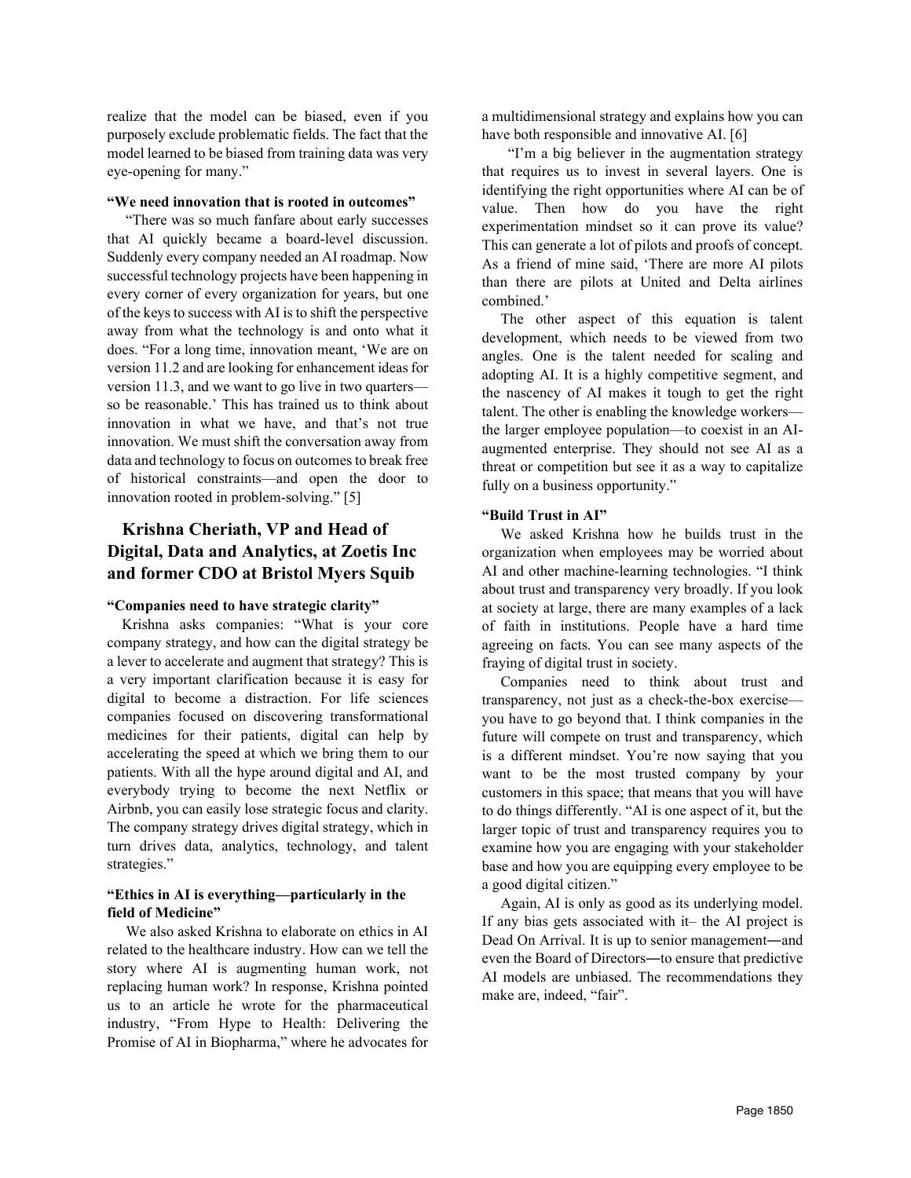realize that the model can be biased, even if you purposely exclude problematic fields. The fact that the model learned to be biased from training data was very eye-opening for many."

#### "We need innovation that is rooted in outcomes"

"There was so much fanfare about early successes that AI quickly became a board-level discussion. Suddenly every company needed an AI roadmap. Now successful technology projects have been happening in every corner of every organization for years, but one of the keys to success with AI is to shift the perspective away from what the technology is and onto what it does. "For a long time, innovation meant, 'We are on version 11.2 and are looking for enhancement ideas for version 11.3, and we want to go live in two quarters—so be reasonable.' This has trained us to think about innovation in what we have, and that's not true innovation. We must shift the conversation away from data and technology to focus on outcomes to break free of historical constraints—and open the door to innovation rooted in problem-solving." [5]

## Krishna Cheriath, VP and Head of Digital, Data and Analytics, at Zoetis Inc and former CDO at Bristol Myers Squib

#### "Companies need to have strategic clarity"

Krishna asks companies: "What is your core company strategy, and how can the digital strategy be a lever to accelerate and augment that strategy? This is a very important clarification because it is easy for digital to become a distraction. For life sciences companies focused on discovering transformational medicines for their patients, digital can help by accelerating the speed at which we bring them to our patients. With all the hype around digital and AI, and everybody trying to become the next Netflix or Airbnb, you can easily lose strategic focus and clarity. The company strategy drives digital strategy, which in turn drives data, analytics, technology, and talent strategies."

#### "Ethics in AI is everything—particularly in the field of Medicine"

We also asked Krishna to elaborate on ethics in AI related to the healthcare industry. How can we tell the story where AI is augmenting human work, not replacing human work? In response, Krishna pointed us to an article he wrote for the pharmaceutical industry, "From Hype to Health: Delivering the Promise of AI in Biopharma," where he advocates for a multidimensional strategy and explains how you can have both responsible and innovative AI. [6]

"I'm a big believer in the augmentation strategy that requires us to invest in several layers. One is identifying the right opportunities where AI can be of value. Then how do you have the right experimentation mindset so it can prove its value? This can generate a lot of pilots and proofs of concept. As a friend of mine said, 'There are more AI pilots than there are pilots at United and Delta airlines combined.'

The other aspect of this equation is talent development, which needs to be viewed from two angles. One is the talent needed for scaling and adopting AI. It is a highly competitive segment, and the nascency of AI makes it tough to get the right talent. The other is enabling the knowledge workers—the larger employee population—to coexist in an AI-augmented enterprise. They should not see AI as a threat or competition but see it as a way to capitalize fully on a business opportunity."

#### "Build Trust in AI"

We asked Krishna how he builds trust in the organization when employees may be worried about AI and other machine-learning technologies. "I think about trust and transparency very broadly. If you look at society at large, there are many examples of a lack of faith in institutions. People have a hard time agreeing on facts. You can see many aspects of the fraying of digital trust in society.

Companies need to think about trust and transparency, not just as a check-the-box exercise—you have to go beyond that. I think companies in the future will compete on trust and transparency, which is a different mindset. You're now saying that you want to be the most trusted company by your customers in this space; that means that you will have to do things differently. "AI is one aspect of it, but the larger topic of trust and transparency requires you to examine how you are engaging with your stakeholder base and how you are equipping every employee to be a good digital citizen."

Again, AI is only as good as its underlying model. If any bias gets associated with it– the AI project is Dead On Arrival. It is up to senior management―and even the Board of Directors―to ensure that predictive AI models are unbiased. The recommendations they make are, indeed, "fair".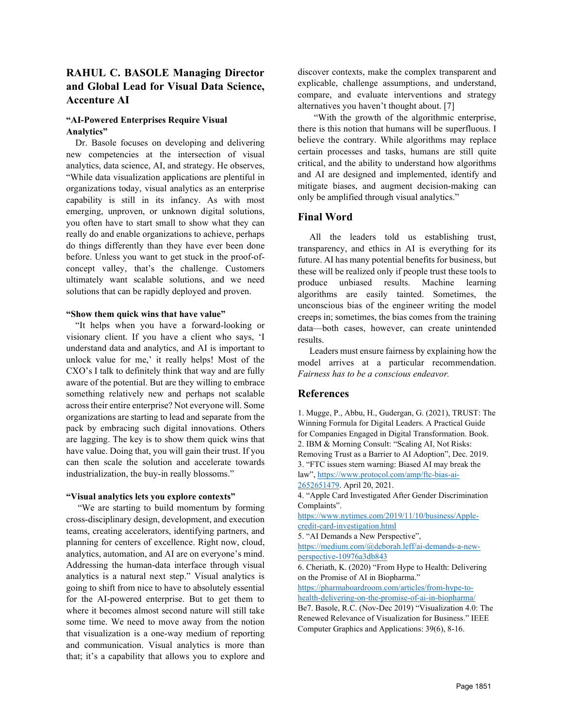## RAHUL C. BASOLE Managing Director and Global Lead for Visual Data Science, Accenture AI

**"AI-Powered Enterprises Require Visual Analytics"**

Dr. Basole focuses on developing and delivering new competencies at the intersection of visual analytics, data science, AI, and strategy. He observes, "While data visualization applications are plentiful in organizations today, visual analytics as an enterprise capability is still in its infancy. As with most emerging, unproven, or unknown digital solutions, you often have to start small to show what they can really do and enable organizations to achieve, perhaps do things differently than they have ever been done before. Unless you want to get stuck in the proof-of-concept valley, that's the challenge. Customers ultimately want scalable solutions, and we need solutions that can be rapidly deployed and proven.

**"Show them quick wins that have value"**

"It helps when you have a forward-looking or visionary client. If you have a client who says, 'I understand data and analytics, and AI is important to unlock value for me,' it really helps! Most of the CXO's I talk to definitely think that way and are fully aware of the potential. But are they willing to embrace something relatively new and perhaps not scalable across their entire enterprise? Not everyone will. Some organizations are starting to lead and separate from the pack by embracing such digital innovations. Others are lagging. The key is to show them quick wins that have value. Doing that, you will gain their trust. If you can then scale the solution and accelerate towards industrialization, the buy-in really blossoms."

**"Visual analytics lets you explore contexts"**

"We are starting to build momentum by forming cross-disciplinary design, development, and execution teams, creating accelerators, identifying partners, and planning for centers of excellence. Right now, cloud, analytics, automation, and AI are on everyone's mind. Addressing the human-data interface through visual analytics is a natural next step." Visual analytics is going to shift from nice to have to absolutely essential for the AI-powered enterprise. But to get them to where it becomes almost second nature will still take some time. We need to move away from the notion that visualization is a one-way medium of reporting and communication. Visual analytics is more than that; it's a capability that allows you to explore and discover contexts, make the complex transparent and explicable, challenge assumptions, and understand, compare, and evaluate interventions and strategy alternatives you haven't thought about. [7]

"With the growth of the algorithmic enterprise, there is this notion that humans will be superfluous. I believe the contrary. While algorithms may replace certain processes and tasks, humans are still quite critical, and the ability to understand how algorithms and AI are designed and implemented, identify and mitigate biases, and augment decision-making can only be amplified through visual analytics."

## Final Word

All the leaders told us establishing trust, transparency, and ethics in AI is everything for its future. AI has many potential benefits for business, but these will be realized only if people trust these tools to produce unbiased results. Machine learning algorithms are easily tainted. Sometimes, the unconscious bias of the engineer writing the model creeps in; sometimes, the bias comes from the training data—both cases, however, can create unintended results.

Leaders must ensure fairness by explaining how the model arrives at a particular recommendation. *Fairness has to be a conscious endeavor.*

## References

1. Mugge, P., Abbu, H., Gudergan, G. (2021), TRUST: The Winning Formula for Digital Leaders. A Practical Guide for Companies Engaged in Digital Transformation. Book.
2. IBM & Morning Consult: "Scaling AI, Not Risks: Removing Trust as a Barrier to AI Adoption", Dec. 2019.
3. "FTC issues stern warning: Biased AI may break the law", https://www.protocol.com/amp/ftc-bias-ai-2652651479. April 20, 2021.
4. "Apple Card Investigated After Gender Discrimination Complaints". https://www.nytimes.com/2019/11/10/business/Apple-credit-card-investigation.html
5. "AI Demands a New Perspective", https://medium.com/@deborah.leff/ai-demands-a-new-perspective-10976a3db843
6. Cheriath, K. (2020) "From Hype to Health: Delivering on the Promise of AI in Biopharma." https://pharmaboardroom.com/articles/from-hype-to-health-delivering-on-the-promise-of-ai-in-biopharma/

Be7. Basole, R.C. (Nov-Dec 2019) "Visualization 4.0: The Renewed Relevance of Visualization for Business." IEEE Computer Graphics and Applications: 39(6), 8-16.